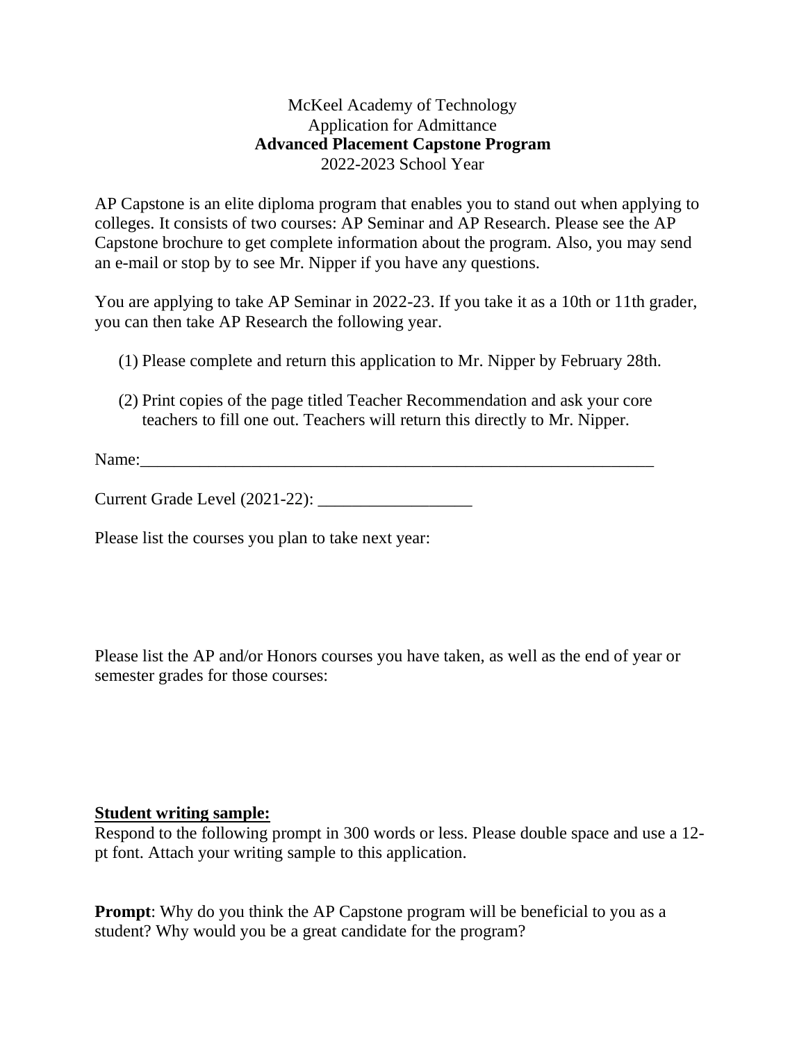McKeel Academy of Technology
Application for Admittance
**Advanced Placement Capstone Program**
2022-2023 School Year

AP Capstone is an elite diploma program that enables you to stand out when applying to colleges. It consists of two courses: AP Seminar and AP Research. Please see the AP Capstone brochure to get complete information about the program. Also, you may send an e-mail or stop by to see Mr. Nipper if you have any questions.

You are applying to take AP Seminar in 2022-23. If you take it as a 10th or 11th grader, you can then take AP Research the following year.

(1) Please complete and return this application to Mr. Nipper by February 28th.

(2) Print copies of the page titled Teacher Recommendation and ask your core teachers to fill one out. Teachers will return this directly to Mr. Nipper.

Name:_______________________________________________________________

Current Grade Level (2021-22): __________________

Please list the courses you plan to take next year:

Please list the AP and/or Honors courses you have taken, as well as the end of year or semester grades for those courses:

**Student writing sample:**
Respond to the following prompt in 300 words or less. Please double space and use a 12-pt font. Attach your writing sample to this application.

**Prompt**: Why do you think the AP Capstone program will be beneficial to you as a student? Why would you be a great candidate for the program?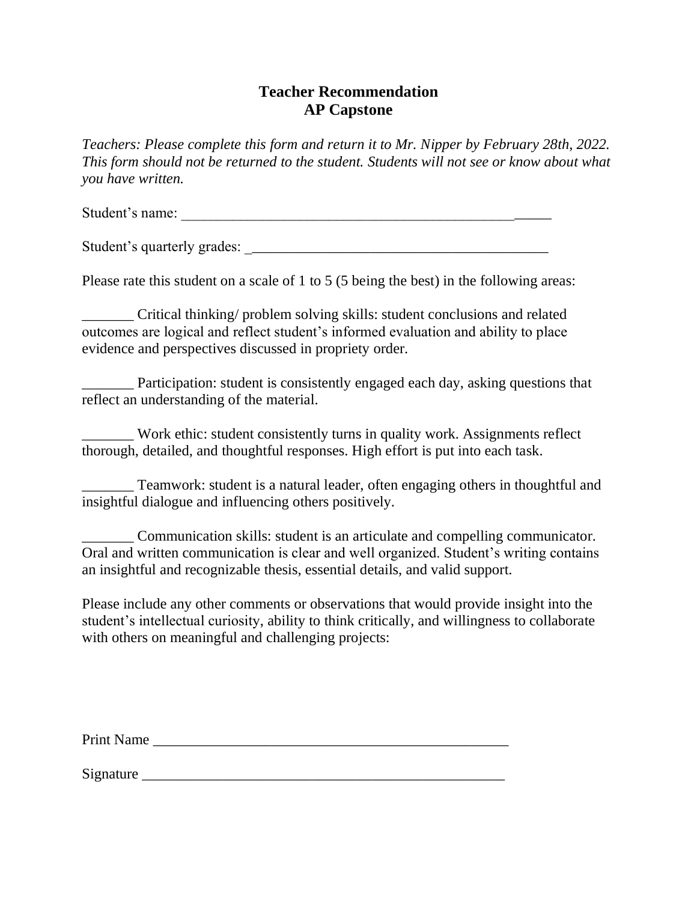# Teacher Recommendation
# AP Capstone

*Teachers: Please complete this form and return it to Mr. Nipper by February 28th, 2022. This form should not be returned to the student. Students will not see or know about what you have written.*

Student's name: ______________________________________________________

Student's quarterly grades: ___________________________________________

Please rate this student on a scale of 1 to 5 (5 being the best) in the following areas:

_______ Critical thinking/ problem solving skills: student conclusions and related outcomes are logical and reflect student's informed evaluation and ability to place evidence and perspectives discussed in propriety order.

_______ Participation: student is consistently engaged each day, asking questions that reflect an understanding of the material.

_______ Work ethic: student consistently turns in quality work. Assignments reflect thorough, detailed, and thoughtful responses. High effort is put into each task.

_______ Teamwork: student is a natural leader, often engaging others in thoughtful and insightful dialogue and influencing others positively.

_______ Communication skills: student is an articulate and compelling communicator. Oral and written communication is clear and well organized. Student's writing contains an insightful and recognizable thesis, essential details, and valid support.

Please include any other comments or observations that would provide insight into the student's intellectual curiosity, ability to think critically, and willingness to collaborate with others on meaningful and challenging projects:

Print Name ________________________________________________

Signature _________________________________________________